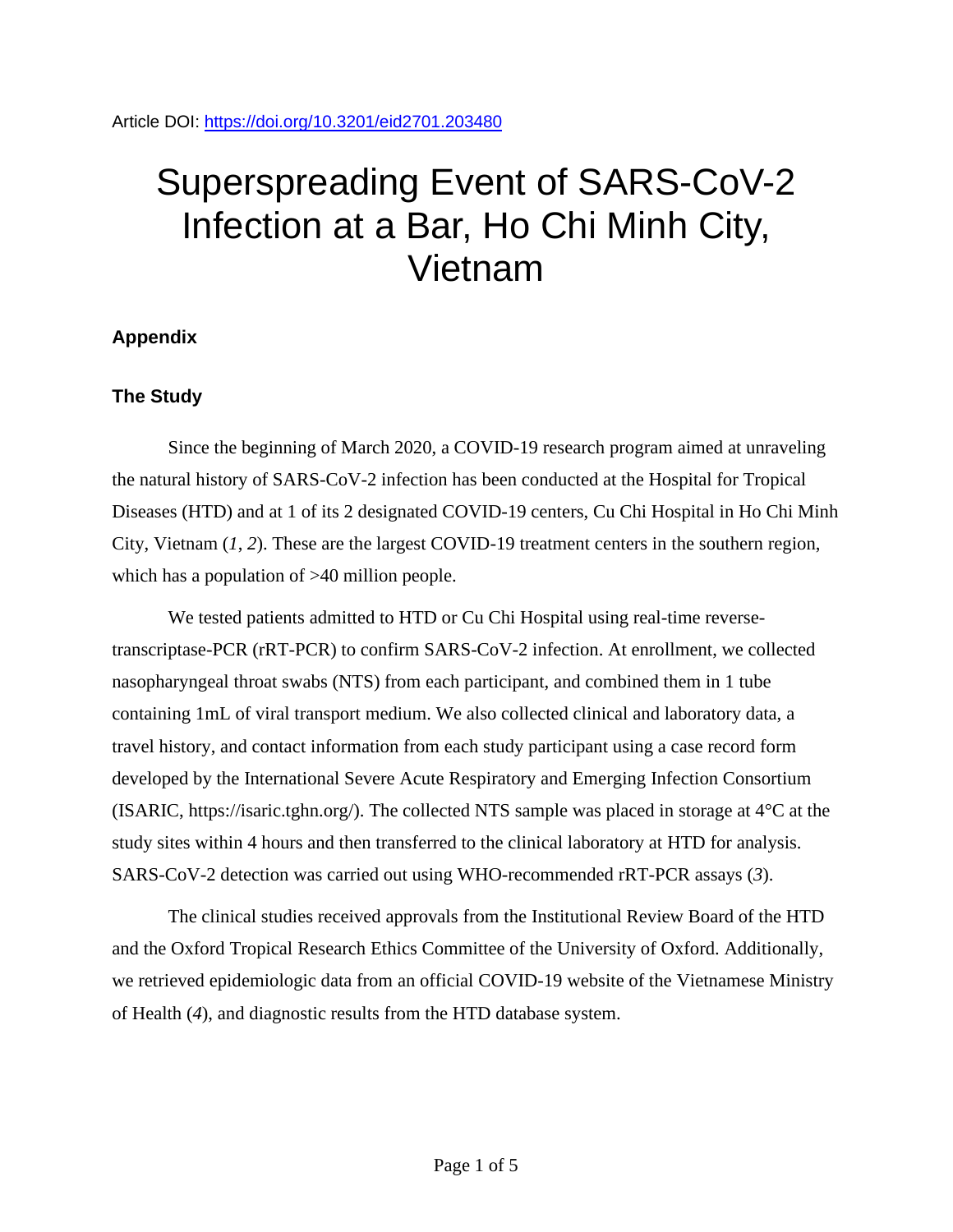Article DOI: https://doi.org/10.3201/eid2701.203480

# Superspreading Event of SARS-CoV-2 Infection at a Bar, Ho Chi Minh City, Vietnam

## Appendix

### The Study

Since the beginning of March 2020, a COVID-19 research program aimed at unraveling the natural history of SARS-CoV-2 infection has been conducted at the Hospital for Tropical Diseases (HTD) and at 1 of its 2 designated COVID-19 centers, Cu Chi Hospital in Ho Chi Minh City, Vietnam (*1*, *2*). These are the largest COVID-19 treatment centers in the southern region, which has a population of >40 million people.

We tested patients admitted to HTD or Cu Chi Hospital using real-time reverse-transcriptase-PCR (rRT-PCR) to confirm SARS-CoV-2 infection. At enrollment, we collected nasopharyngeal throat swabs (NTS) from each participant, and combined them in 1 tube containing 1mL of viral transport medium. We also collected clinical and laboratory data, a travel history, and contact information from each study participant using a case record form developed by the International Severe Acute Respiratory and Emerging Infection Consortium (ISARIC, https://isaric.tghn.org/). The collected NTS sample was placed in storage at 4°C at the study sites within 4 hours and then transferred to the clinical laboratory at HTD for analysis. SARS-CoV-2 detection was carried out using WHO-recommended rRT-PCR assays (*3*).

The clinical studies received approvals from the Institutional Review Board of the HTD and the Oxford Tropical Research Ethics Committee of the University of Oxford. Additionally, we retrieved epidemiologic data from an official COVID-19 website of the Vietnamese Ministry of Health (*4*), and diagnostic results from the HTD database system.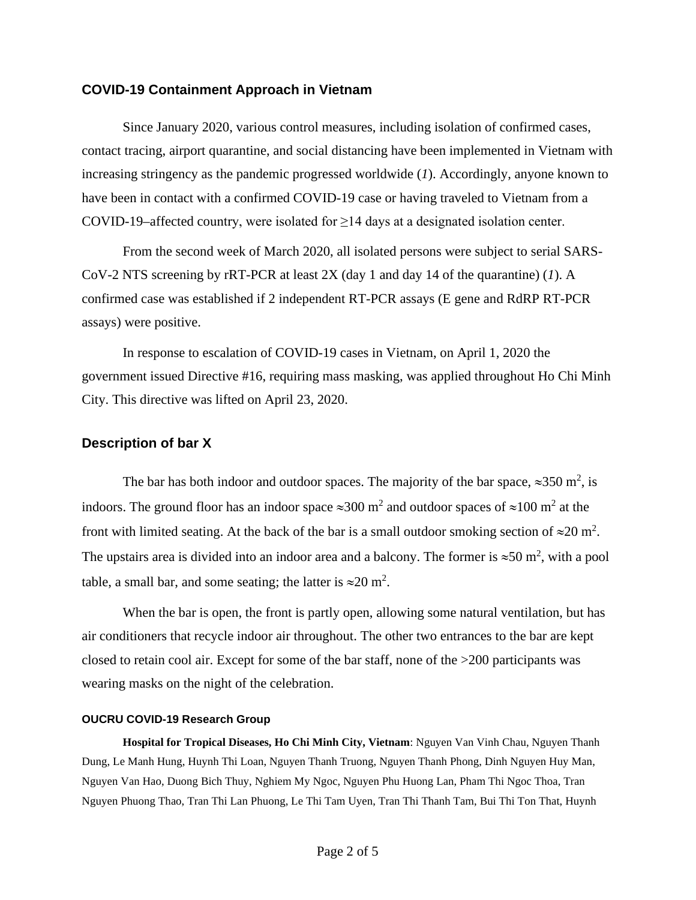## COVID-19 Containment Approach in Vietnam

Since January 2020, various control measures, including isolation of confirmed cases, contact tracing, airport quarantine, and social distancing have been implemented in Vietnam with increasing stringency as the pandemic progressed worldwide (*1*). Accordingly, anyone known to have been in contact with a confirmed COVID-19 case or having traveled to Vietnam from a COVID-19–affected country, were isolated for ≥14 days at a designated isolation center.

From the second week of March 2020, all isolated persons were subject to serial SARS-CoV-2 NTS screening by rRT-PCR at least 2X (day 1 and day 14 of the quarantine) (*1*). A confirmed case was established if 2 independent RT-PCR assays (E gene and RdRP RT-PCR assays) were positive.

In response to escalation of COVID-19 cases in Vietnam, on April 1, 2020 the government issued Directive #16, requiring mass masking, was applied throughout Ho Chi Minh City. This directive was lifted on April 23, 2020.

## Description of bar X

The bar has both indoor and outdoor spaces. The majority of the bar space, ≈350 $m^2$, is indoors. The ground floor has an indoor space ≈300 $m^2$ and outdoor spaces of ≈100 $m^2$ at the front with limited seating. At the back of the bar is a small outdoor smoking section of ≈20 $m^2$. The upstairs area is divided into an indoor area and a balcony. The former is ≈50 $m^2$, with a pool table, a small bar, and some seating; the latter is ≈20 $m^2$.

When the bar is open, the front is partly open, allowing some natural ventilation, but has air conditioners that recycle indoor air throughout. The other two entrances to the bar are kept closed to retain cool air. Except for some of the bar staff, none of the >200 participants was wearing masks on the night of the celebration.

### OUCRU COVID-19 Research Group

**Hospital for Tropical Diseases, Ho Chi Minh City, Vietnam**: Nguyen Van Vinh Chau, Nguyen Thanh Dung, Le Manh Hung, Huynh Thi Loan, Nguyen Thanh Truong, Nguyen Thanh Phong, Dinh Nguyen Huy Man, Nguyen Van Hao, Duong Bich Thuy, Nghiem My Ngoc, Nguyen Phu Huong Lan, Pham Thi Ngoc Thoa, Tran Nguyen Phuong Thao, Tran Thi Lan Phuong, Le Thi Tam Uyen, Tran Thi Thanh Tam, Bui Thi Ton That, Huynh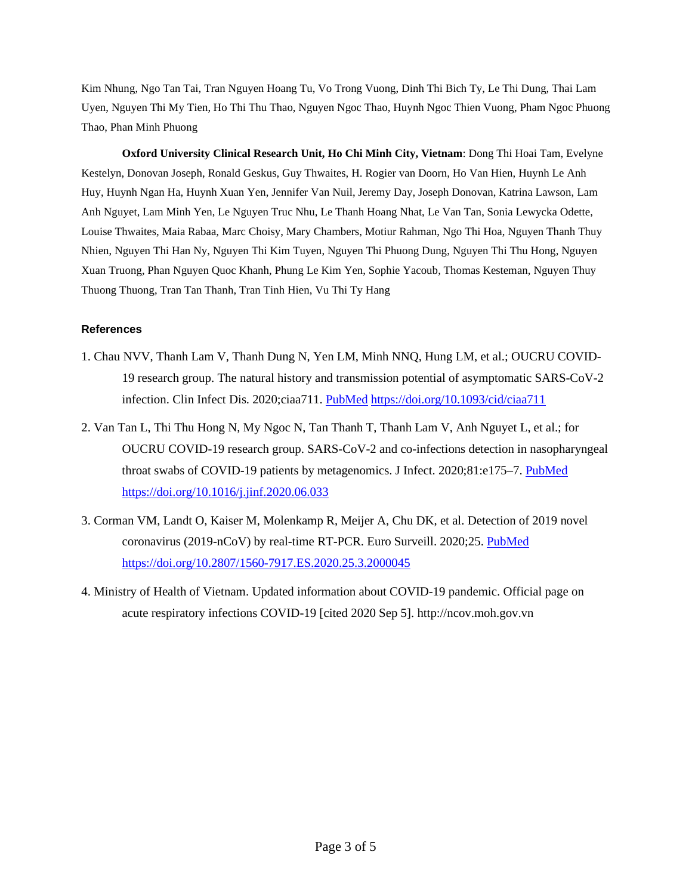Kim Nhung, Ngo Tan Tai, Tran Nguyen Hoang Tu, Vo Trong Vuong, Dinh Thi Bich Ty, Le Thi Dung, Thai Lam Uyen, Nguyen Thi My Tien, Ho Thi Thu Thao, Nguyen Ngoc Thao, Huynh Ngoc Thien Vuong, Pham Ngoc Phuong Thao, Phan Minh Phuong

**Oxford University Clinical Research Unit, Ho Chi Minh City, Vietnam**: Dong Thi Hoai Tam, Evelyne Kestelyn, Donovan Joseph, Ronald Geskus, Guy Thwaites, H. Rogier van Doorn, Ho Van Hien, Huynh Le Anh Huy, Huynh Ngan Ha, Huynh Xuan Yen, Jennifer Van Nuil, Jeremy Day, Joseph Donovan, Katrina Lawson, Lam Anh Nguyet, Lam Minh Yen, Le Nguyen Truc Nhu, Le Thanh Hoang Nhat, Le Van Tan, Sonia Lewycka Odette, Louise Thwaites, Maia Rabaa, Marc Choisy, Mary Chambers, Motiur Rahman, Ngo Thi Hoa, Nguyen Thanh Thuy Nhien, Nguyen Thi Han Ny, Nguyen Thi Kim Tuyen, Nguyen Thi Phuong Dung, Nguyen Thi Thu Hong, Nguyen Xuan Truong, Phan Nguyen Quoc Khanh, Phung Le Kim Yen, Sophie Yacoub, Thomas Kesteman, Nguyen Thuy Thuong Thuong, Tran Tan Thanh, Tran Tinh Hien, Vu Thi Ty Hang

## References

1. Chau NVV, Thanh Lam V, Thanh Dung N, Yen LM, Minh NNQ, Hung LM, et al.; OUCRU COVID-19 research group. The natural history and transmission potential of asymptomatic SARS-CoV-2 infection. Clin Infect Dis. 2020;ciaa711. PubMed https://doi.org/10.1093/cid/ciaa711

2. Van Tan L, Thi Thu Hong N, My Ngoc N, Tan Thanh T, Thanh Lam V, Anh Nguyet L, et al.; for OUCRU COVID-19 research group. SARS-CoV-2 and co-infections detection in nasopharyngeal throat swabs of COVID-19 patients by metagenomics. J Infect. 2020;81:e175–7. PubMed https://doi.org/10.1016/j.jinf.2020.06.033

3. Corman VM, Landt O, Kaiser M, Molenkamp R, Meijer A, Chu DK, et al. Detection of 2019 novel coronavirus (2019-nCoV) by real-time RT-PCR. Euro Surveill. 2020;25. PubMed https://doi.org/10.2807/1560-7917.ES.2020.25.3.2000045

4. Ministry of Health of Vietnam. Updated information about COVID-19 pandemic. Official page on acute respiratory infections COVID-19 [cited 2020 Sep 5]. http://ncov.moh.gov.vn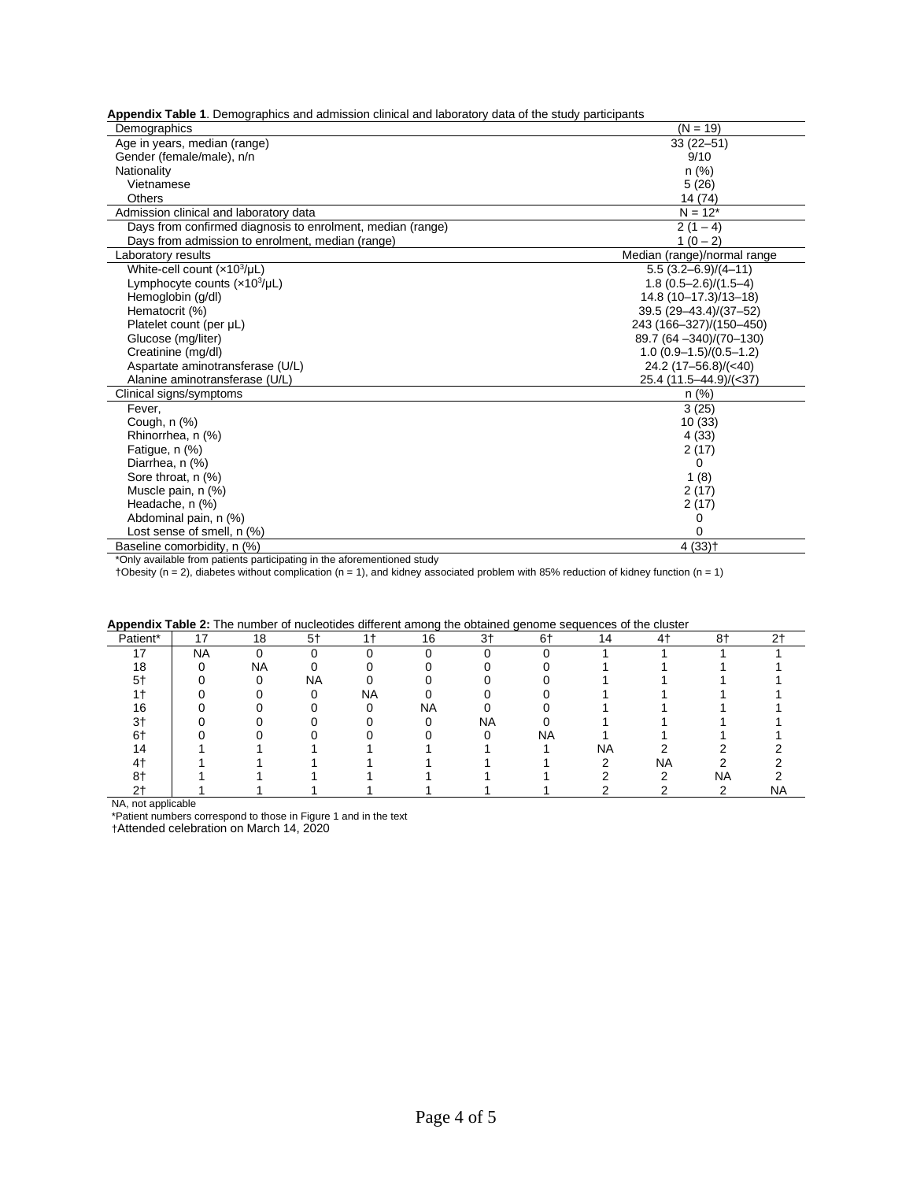**Appendix Table 1**. Demographics and admission clinical and laboratory data of the study participants

| Demographics | (N = 19) |
|---|---|
| Age in years, median (range) | 33 (22–51) |
| Gender (female/male), n/n | 9/10 |
| Nationality | n (%) |
| Vietnamese | 5 (26) |
| Others | 14 (74) |
| Admission clinical and laboratory data | N = 12* |
| Days from confirmed diagnosis to enrolment, median (range) | 2 (1 – 4) |
| Days from admission to enrolment, median (range) | 1 (0 – 2) |
| Laboratory results | Median (range)/normal range |
| White-cell count ($\times 10^3/\mu L$) | 5.5 (3.2–6.9)/(4–11) |
| Lymphocyte counts ($\times 10^3/\mu L$) | 1.8 (0.5–2.6)/(1.5–4) |
| Hemoglobin (g/dl) | 14.8 (10–17.3)/13–18) |
| Hematocrit (%) | 39.5 (29–43.4)/(37–52) |
| Platelet count (per µL) | 243 (166–327)/(150–450) |
| Glucose (mg/liter) | 89.7 (64 –340)/(70–130) |
| Creatinine (mg/dl) | 1.0 (0.9–1.5)/(0.5–1.2) |
| Aspartate aminotransferase (U/L) | 24.2 (17–56.8)/(<40) |
| Alanine aminotransferase (U/L) | 25.4 (11.5–44.9)/(<37) |
| Clinical signs/symptoms | n (%) |
| Fever, | 3 (25) |
| Cough, n (%) | 10 (33) |
| Rhinorrhea, n (%) | 4 (33) |
| Fatigue, n (%) | 2 (17) |
| Diarrhea, n (%) | 0 |
| Sore throat, n (%) | 1 (8) |
| Muscle pain, n (%) | 2 (17) |
| Headache, n (%) | 2 (17) |
| Abdominal pain, n (%) | 0 |
| Lost sense of smell, n (%) | 0 |
| Baseline comorbidity, n (%) | 4 (33)† |

*Only available from patients participating in the aforementioned study

†Obesity (n = 2), diabetes without complication (n = 1), and kidney associated problem with 85% reduction of kidney function (n = 1)

**Appendix Table 2:** The number of nucleotides different among the obtained genome sequences of the cluster

| Patient* | 17 | 18 | 5† | 1† | 16 | 3† | 6† | 14 | 4† | 8† | 2† |
|---|---|---|---|---|---|---|---|---|---|---|---|
| 17 | NA | 0 | 0 | 0 | 0 | 0 | 0 | 1 | 1 | 1 | 1 |
| 18 | 0 | NA | 0 | 0 | 0 | 0 | 0 | 1 | 1 | 1 | 1 |
| 5† | 0 | 0 | NA | 0 | 0 | 0 | 0 | 1 | 1 | 1 | 1 |
| 1† | 0 | 0 | 0 | NA | 0 | 0 | 0 | 1 | 1 | 1 | 1 |
| 16 | 0 | 0 | 0 | 0 | NA | 0 | 0 | 1 | 1 | 1 | 1 |
| 3† | 0 | 0 | 0 | 0 | 0 | NA | 0 | 1 | 1 | 1 | 1 |
| 6† | 0 | 0 | 0 | 0 | 0 | 0 | NA | 1 | 1 | 1 | 1 |
| 14 | 1 | 1 | 1 | 1 | 1 | 1 | 1 | NA | 2 | 2 | 2 |
| 4† | 1 | 1 | 1 | 1 | 1 | 1 | 1 | 2 | NA | 2 | 2 |
| 8† | 1 | 1 | 1 | 1 | 1 | 1 | 1 | 2 | 2 | NA | 2 |
| 2† | 1 | 1 | 1 | 1 | 1 | 1 | 1 | 2 | 2 | 2 | NA |

NA, not applicable

*Patient numbers correspond to those in Figure 1 and in the text

†Attended celebration on March 14, 2020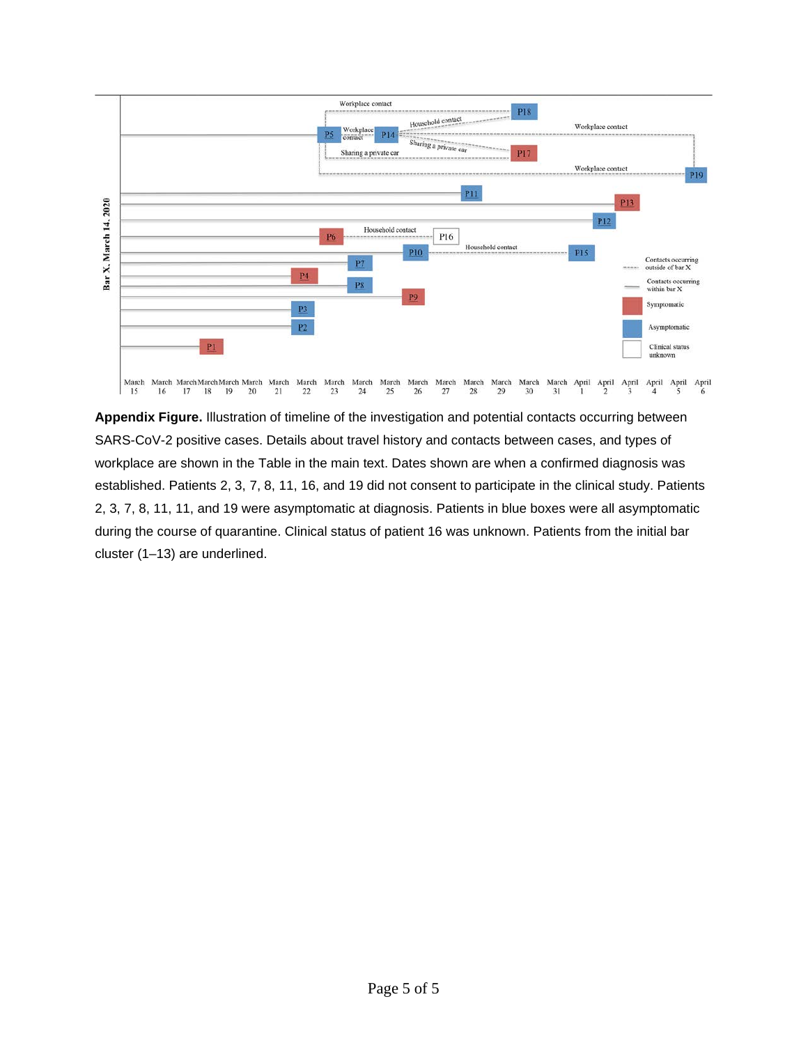Workplace contact

P18

Household contact

P5

Workplace contact

P14

Workplace contact

Sharing a private car

Sharing a private car

P17

Workplace contact

P19

P11

P13

P12

P6

Household contact

P16

P10

Household contact

P15

P7

P4

P8

P9

P3

P2

P1

Bar X, March 14, 2020

Contacts occurring outside of bar X

Contacts occurring within bar X

Symptomatic

Asymptomatic

Clinical status unknown

March 15, March 16, March 17, March 18, March 19, March 20, March 21, March 22, March 23, March 24, March 25, March 26, March 27, March 28, March 29, March 30, March 31, April 1, April 2, April 3, April 4, April 5, April 6

**Appendix Figure.** Illustration of timeline of the investigation and potential contacts occurring between SARS-CoV-2 positive cases. Details about travel history and contacts between cases, and types of workplace are shown in the Table in the main text. Dates shown are when a confirmed diagnosis was established. Patients 2, 3, 7, 8, 11, 16, and 19 did not consent to participate in the clinical study. Patients 2, 3, 7, 8, 11, 11, and 19 were asymptomatic at diagnosis. Patients in blue boxes were all asymptomatic during the course of quarantine. Clinical status of patient 16 was unknown. Patients from the initial bar cluster (1–13) are underlined.